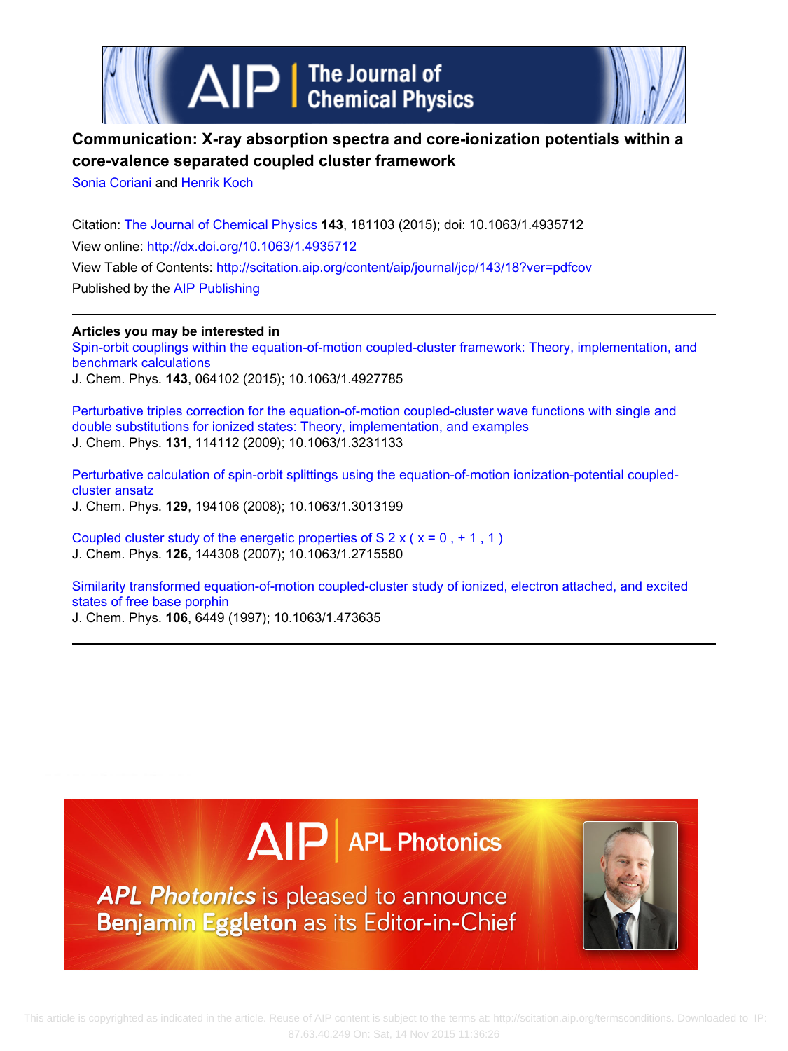# Communication: X-ray absorption spectra and core-ionization potentials within a core-valence separated coupled cluster framework

Sonia Coriani and Henrik Koch

Citation: The Journal of Chemical Physics **143**, 181103 (2015); doi: 10.1063/1.4935712

View online: http://dx.doi.org/10.1063/1.4935712

View Table of Contents: http://scitation.aip.org/content/aip/journal/jcp/143/18?ver=pdfcov

Published by the AIP Publishing

**Articles you may be interested in**

Spin-orbit couplings within the equation-of-motion coupled-cluster framework: Theory, implementation, and benchmark calculations
J. Chem. Phys. **143**, 064102 (2015); 10.1063/1.4927785

Perturbative triples correction for the equation-of-motion coupled-cluster wave functions with single and double substitutions for ionized states: Theory, implementation, and examples
J. Chem. Phys. **131**, 114112 (2009); 10.1063/1.3231133

Perturbative calculation of spin-orbit splittings using the equation-of-motion ionization-potential coupled-cluster ansatz
J. Chem. Phys. **129**, 194106 (2008); 10.1063/1.3013199

Coupled cluster study of the energetic properties of S 2 x ( x = 0 , + 1 , 1 )
J. Chem. Phys. **126**, 144308 (2007); 10.1063/1.2715580

Similarity transformed equation-of-motion coupled-cluster study of ionized, electron attached, and excited states of free base porphin
J. Chem. Phys. **106**, 6449 (1997); 10.1063/1.473635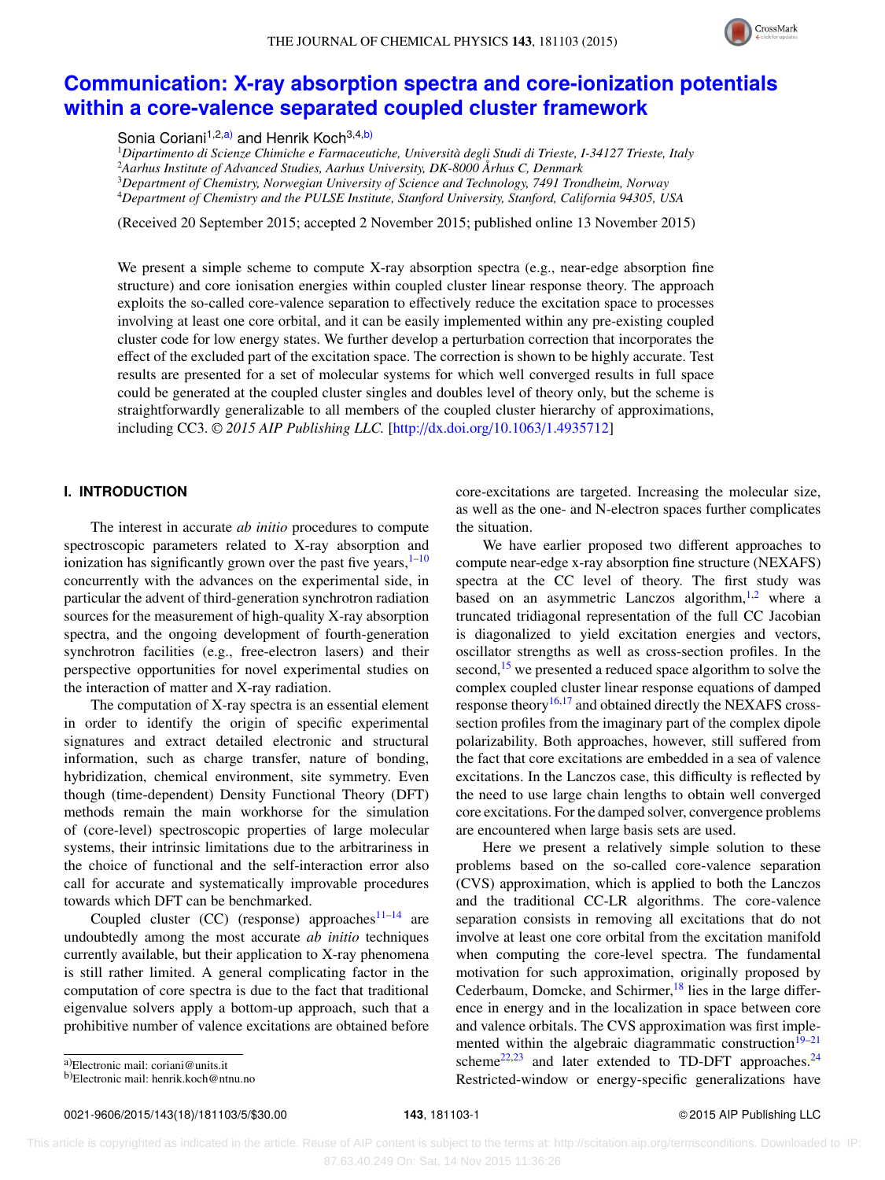# Communication: X-ray absorption spectra and core-ionization potentials within a core-valence separated coupled cluster framework

Sonia Coriani[1,2,a)] and Henrik Koch[3,4,b)]

[1]*Dipartimento di Scienze Chimiche e Farmaceutiche, Università degli Studi di Trieste, I-34127 Trieste, Italy*
[2]*Aarhus Institute of Advanced Studies, Aarhus University, DK-8000 Århus C, Denmark*
[3]*Department of Chemistry, Norwegian University of Science and Technology, 7491 Trondheim, Norway*
[4]*Department of Chemistry and the PULSE Institute, Stanford University, Stanford, California 94305, USA*

(Received 20 September 2015; accepted 2 November 2015; published online 13 November 2015)

We present a simple scheme to compute X-ray absorption spectra (e.g., near-edge absorption fine structure) and core ionisation energies within coupled cluster linear response theory. The approach exploits the so-called core-valence separation to effectively reduce the excitation space to processes involving at least one core orbital, and it can be easily implemented within any pre-existing coupled cluster code for low energy states. We further develop a perturbation correction that incorporates the effect of the excluded part of the excitation space. The correction is shown to be highly accurate. Test results are presented for a set of molecular systems for which well converged results in full space could be generated at the coupled cluster singles and doubles level of theory only, but the scheme is straightforwardly generalizable to all members of the coupled cluster hierarchy of approximations, including CC3. *© 2015 AIP Publishing LLC.* [http://dx.doi.org/10.1063/1.4935712]

## I. INTRODUCTION

The interest in accurate *ab initio* procedures to compute spectroscopic parameters related to X-ray absorption and ionization has significantly grown over the past five years,[1–10] concurrently with the advances on the experimental side, in particular the advent of third-generation synchrotron radiation sources for the measurement of high-quality X-ray absorption spectra, and the ongoing development of fourth-generation synchrotron facilities (e.g., free-electron lasers) and their perspective opportunities for novel experimental studies on the interaction of matter and X-ray radiation.

The computation of X-ray spectra is an essential element in order to identify the origin of specific experimental signatures and extract detailed electronic and structural information, such as charge transfer, nature of bonding, hybridization, chemical environment, site symmetry. Even though (time-dependent) Density Functional Theory (DFT) methods remain the main workhorse for the simulation of (core-level) spectroscopic properties of large molecular systems, their intrinsic limitations due to the arbitrariness in the choice of functional and the self-interaction error also call for accurate and systematically improvable procedures towards which DFT can be benchmarked.

Coupled cluster (CC) (response) approaches[11–14] are undoubtedly among the most accurate *ab initio* techniques currently available, but their application to X-ray phenomena is still rather limited. A general complicating factor in the computation of core spectra is due to the fact that traditional eigenvalue solvers apply a bottom-up approach, such that a prohibitive number of valence excitations are obtained before core-excitations are targeted. Increasing the molecular size, as well as the one- and N-electron spaces further complicates the situation.

We have earlier proposed two different approaches to compute near-edge x-ray absorption fine structure (NEXAFS) spectra at the CC level of theory. The first study was based on an asymmetric Lanczos algorithm,[1,2] where a truncated tridiagonal representation of the full CC Jacobian is diagonalized to yield excitation energies and vectors, oscillator strengths as well as cross-section profiles. In the second,[15] we presented a reduced space algorithm to solve the complex coupled cluster linear response equations of damped response theory[16,17] and obtained directly the NEXAFS cross-section profiles from the imaginary part of the complex dipole polarizability. Both approaches, however, still suffered from the fact that core excitations are embedded in a sea of valence excitations. In the Lanczos case, this difficulty is reflected by the need to use large chain lengths to obtain well converged core excitations. For the damped solver, convergence problems are encountered when large basis sets are used.

Here we present a relatively simple solution to these problems based on the so-called core-valence separation (CVS) approximation, which is applied to both the Lanczos and the traditional CC-LR algorithms. The core-valence separation consists in removing all excitations that do not involve at least one core orbital from the excitation manifold when computing the core-level spectra. The fundamental motivation for such approximation, originally proposed by Cederbaum, Domcke, and Schirmer,[18] lies in the large difference in energy and in the localization in space between core and valence orbitals. The CVS approximation was first implemented within the algebraic diagrammatic construction[19–21] scheme[22,23] and later extended to TD-DFT approaches.[24] Restricted-window or energy-specific generalizations have

[a)]Electronic mail: coriani@units.it
[b)]Electronic mail: henrik.koch@ntnu.no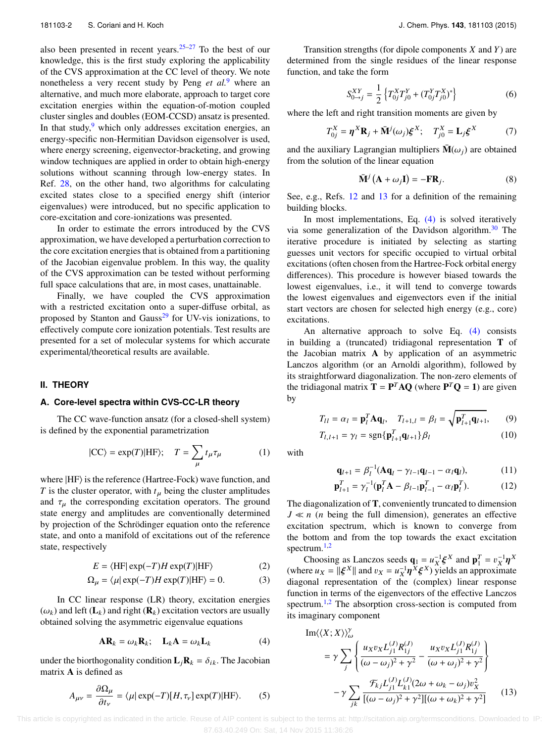also been presented in recent years.[25–27] To the best of our knowledge, this is the first study exploring the applicability of the CVS approximation at the CC level of theory. We note nonetheless a very recent study by Peng *et al.*[9] where an alternative, and much more elaborate, approach to target core excitation energies within the equation-of-motion coupled cluster singles and doubles (EOM-CCSD) ansatz is presented. In that study,[9] which only addresses excitation energies, an energy-specific non-Hermitian Davidson eigensolver is used, where energy screening, eigenvector-bracketing, and growing window techniques are applied in order to obtain high-energy solutions without scanning through low-energy states. In Ref. 28, on the other hand, two algorithms for calculating excited states close to a specified energy shift (interior eigenvalues) were introduced, but no specific application to core-excitation and core-ionizations was presented.

In order to estimate the errors introduced by the CVS approximation, we have developed a perturbation correction to the core excitation energies that is obtained from a partitioning of the Jacobian eigenvalue problem. In this way, the quality of the CVS approximation can be tested without performing full space calculations that are, in most cases, unattainable.

Finally, we have coupled the CVS approximation with a restricted excitation onto a super-diffuse orbital, as proposed by Stanton and Gauss[29] for UV-vis ionizations, to effectively compute core ionization potentials. Test results are presented for a set of molecular systems for which accurate experimental/theoretical results are available.

## II. THEORY

### A. Core-level spectra within CVS-CC-LR theory

The CC wave-function ansatz (for a closed-shell system) is defined by the exponential parametrization

$$|\mathrm{CC}\rangle = \exp(T)|\mathrm{HF}\rangle; \quad T = \sum_{\mu} t_{\mu}\tau_{\mu} \tag{1}$$

where $|\mathrm{HF}\rangle$ is the reference (Hartree-Fock) wave function, and $T$ is the cluster operator, with $t_{\mu}$ being the cluster amplitudes and $\tau_{\mu}$ the corresponding excitation operators. The ground state energy and amplitudes are conventionally determined by projection of the Schrödinger equation onto the reference state, and onto a manifold of excitations out of the reference state, respectively

$$E = \langle \mathrm{HF}|\exp(-T)H\exp(T)|\mathrm{HF}\rangle \tag{2}$$

$$\Omega_{\mu} = \langle \mu|\exp(-T)H\exp(T)|\mathrm{HF}\rangle = 0. \tag{3}$$

In CC linear response (LR) theory, excitation energies ($\omega_k$) and left ($\mathbf{L}_k$) and right ($\mathbf{R}_k$) excitation vectors are usually obtained solving the asymmetric eigenvalue equations

$$\mathbf{A}\mathbf{R}_k = \omega_k\mathbf{R}_k; \quad \mathbf{L}_k\mathbf{A} = \omega_k\mathbf{L}_k \tag{4}$$

under the biorthogonality condition $\mathbf{L}_j\mathbf{R}_k = \delta_{ik}$. The Jacobian matrix $\mathbf{A}$ is defined as

$$A_{\mu\nu} = \frac{\partial\Omega_{\mu}}{\partial t_{\nu}} = \langle \mu|\exp(-T)[H,\tau_{\nu}]\exp(T)|\mathrm{HF}\rangle. \tag{5}$$

Transition strengths (for dipole components $X$ and $Y$) are determined from the single residues of the linear response function, and take the form

$$S^{XY}_{0\rightarrow j} = \frac{1}{2}\left\{T^{X}_{0j}T^{Y}_{j0} + (T^{Y}_{0j}T^{X}_{j0})^{*}\right\} \tag{6}$$

where the left and right transition moments are given by

$$T^{X}_{0j} = \boldsymbol{\eta}^{X}\mathbf{R}_j + \bar{\mathbf{M}}^{j}(\omega_j)\boldsymbol{\xi}^{X}; \quad T^{X}_{j0} = \mathbf{L}_j\boldsymbol{\xi}^{X} \tag{7}$$

and the auxiliary Lagrangian multipliers $\bar{\mathbf{M}}(\omega_j)$ are obtained from the solution of the linear equation

$$\bar{\mathbf{M}}^{j}\left(\mathbf{A} + \omega_j\mathbf{I}\right) = -\mathbf{F}\mathbf{R}_j. \tag{8}$$

See, e.g., Refs. 12 and 13 for a definition of the remaining building blocks.

In most implementations, Eq. (4) is solved iteratively via some generalization of the Davidson algorithm.[30] The iterative procedure is initiated by selecting as starting guesses unit vectors for specific occupied to virtual orbital excitations (often chosen from the Hartree-Fock orbital energy differences). This procedure is however biased towards the lowest eigenvalues, i.e., it will tend to converge towards the lowest eigenvalues and eigenvectors even if the initial start vectors are chosen for selected high energy (e.g., core) excitations.

An alternative approach to solve Eq. (4) consists in building a (truncated) tridiagonal representation $\mathbf{T}$ of the Jacobian matrix $\mathbf{A}$ by application of an asymmetric Lanczos algorithm (or an Arnoldi algorithm), followed by its straightforward diagonalization. The non-zero elements of the tridiagonal matrix $\mathbf{T} = \mathbf{P}^{T}\mathbf{A}\mathbf{Q}$ (where $\mathbf{P}^{T}\mathbf{Q} = \mathbf{1}$) are given by

$$T_{ll} = \alpha_l = \mathbf{p}^{T}_{l}\mathbf{A}\mathbf{q}_l, \quad T_{l+1,l} = \beta_l = \sqrt{\mathbf{p}^{T}_{l+1}\mathbf{q}_{l+1}}, \tag{9}$$

$$T_{l,l+1} = \gamma_l = \mathrm{sgn}\{\mathbf{p}^{T}_{l+1}\mathbf{q}_{l+1}\}\beta_l \tag{10}$$

with

$$\mathbf{q}_{l+1} = \beta^{-1}_{l}(\mathbf{A}\mathbf{q}_l - \gamma_{l-1}\mathbf{q}_{l-1} - \alpha_l\mathbf{q}_l), \tag{11}$$

$$\mathbf{p}^{T}_{l+1} = \gamma^{-1}_{l}(\mathbf{p}^{T}_{l}\mathbf{A} - \beta_{l-1}\mathbf{p}^{T}_{l-1} - \alpha_l\mathbf{p}^{T}_{l}). \tag{12}$$

The diagonalization of $\mathbf{T}$, conveniently truncated to dimension $J \ll n$ ($n$ being the full dimension), generates an effective excitation spectrum, which is known to converge from the bottom and from the top towards the exact excitation spectrum.[1,2]

Choosing as Lanczos seeds $\mathbf{q}_1 = u^{-1}_{X}\boldsymbol{\xi}^{X}$ and $\mathbf{p}^{T}_{1} = v^{-1}_{X}\boldsymbol{\eta}^{X}$ (where $u_X = \|\boldsymbol{\xi}^{X}\|$ and $v_X = u^{-1}_{X}\boldsymbol{\eta}^{X}\boldsymbol{\xi}^{X}$) yields an approximate diagonal representation of the (complex) linear response function in terms of the eigenvectors of the effective Lanczos spectrum.[1,2] The absorption cross-section is computed from its imaginary component

$$\begin{aligned}
\mathrm{Im}\langle\langle X;X\rangle\rangle^{\gamma}_{\omega} &= \gamma\sum_{j}\left\{\frac{u_X v_X L^{(J)}_{j1}R^{(J)}_{1j}}{(\omega-\omega_j)^2+\gamma^2} - \frac{u_X v_X L^{(J)}_{j1}R^{(J)}_{1j}}{(\omega+\omega_j)^2+\gamma^2}\right\} \\
&\quad - \gamma\sum_{jk}\frac{\mathcal{F}_{kj}L^{(J)}_{j1}L^{(J)}_{k1}(2\omega+\omega_k-\omega_j)v^2_X}{[(\omega-\omega_j)^2+\gamma^2][(\omega+\omega_k)^2+\gamma^2]}
\end{aligned} \tag{13}$$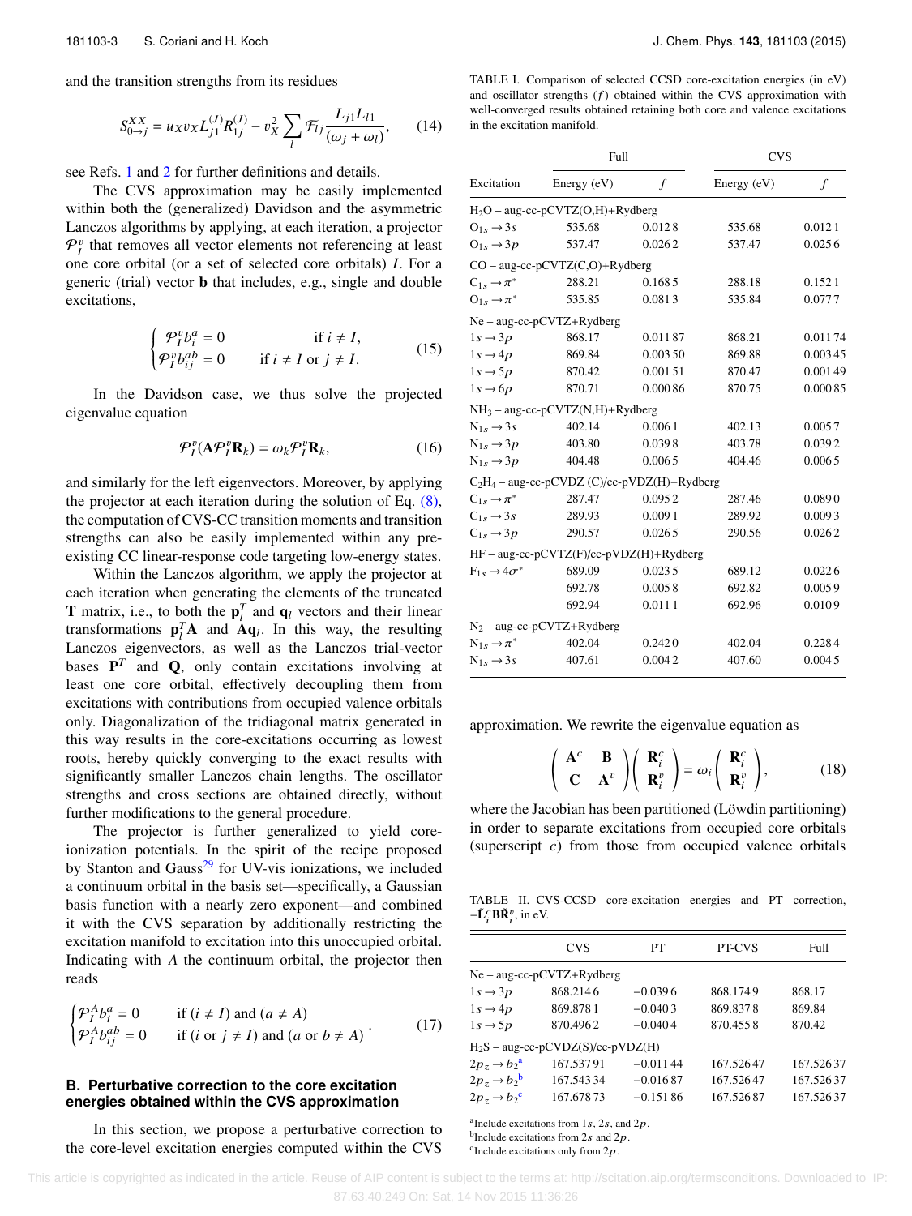and the transition strengths from its residues

$$S_{0\to j}^{XX} = u_X v_X L_{j1}^{(J)} R_{1j}^{(J)} - v_X^2 \sum_l \mathcal{F}_{lj} \frac{L_{j1} L_{l1}}{(\omega_j + \omega_l)}, \tag{14}$$

see Refs. 1 and 2 for further definitions and details.

The CVS approximation may be easily implemented within both the (generalized) Davidson and the asymmetric Lanczos algorithms by applying, at each iteration, a projector $\mathcal{P}_I^v$ that removes all vector elements not referencing at least one core orbital (or a set of selected core orbitals) $I$. For a generic (trial) vector $\mathbf{b}$ that includes, e.g., single and double excitations,

$$\begin{cases} \mathcal{P}_I^v b_i^a = 0 & \text{if } i \neq I, \\ \mathcal{P}_I^v b_{ij}^{ab} = 0 & \text{if } i \neq I \text{ or } j \neq I. \end{cases} \tag{15}$$

In the Davidson case, we thus solve the projected eigenvalue equation

$$\mathcal{P}_I^v(\mathbf{A}\mathcal{P}_I^v \mathbf{R}_k) = \omega_k \mathcal{P}_I^v \mathbf{R}_k, \tag{16}$$

and similarly for the left eigenvectors. Moreover, by applying the projector at each iteration during the solution of Eq. (8), the computation of CVS-CC transition moments and transition strengths can also be easily implemented within any pre-existing CC linear-response code targeting low-energy states.

Within the Lanczos algorithm, we apply the projector at each iteration when generating the elements of the truncated $\mathbf{T}$ matrix, i.e., to both the $\mathbf{p}_l^T$ and $\mathbf{q}_l$ vectors and their linear transformations $\mathbf{p}_l^T\mathbf{A}$ and $\mathbf{A}\mathbf{q}_l$. In this way, the resulting Lanczos eigenvectors, as well as the Lanczos trial-vector bases $\mathbf{P}^T$ and $\mathbf{Q}$, only contain excitations involving at least one core orbital, effectively decoupling them from excitations with contributions from occupied valence orbitals only. Diagonalization of the tridiagonal matrix generated in this way results in the core-excitations occurring as lowest roots, hereby quickly converging to the exact results with significantly smaller Lanczos chain lengths. The oscillator strengths and cross sections are obtained directly, without further modifications to the general procedure.

The projector is further generalized to yield core-ionization potentials. In the spirit of the recipe proposed by Stanton and Gauss[29] for UV-vis ionizations, we included a continuum orbital in the basis set—specifically, a Gaussian basis function with a nearly zero exponent—and combined it with the CVS separation by additionally restricting the excitation manifold to excitation into this unoccupied orbital. Indicating with $A$ the continuum orbital, the projector then reads

$$\begin{cases} \mathcal{P}_I^A b_i^a = 0 & \text{if } (i \neq I) \text{ and } (a \neq A) \\ \mathcal{P}_I^A b_{ij}^{ab} = 0 & \text{if } (i \text{ or } j \neq I) \text{ and } (a \text{ or } b \neq A) \end{cases}. \tag{17}$$

### B. Perturbative correction to the core excitation energies obtained within the CVS approximation

In this section, we propose a perturbative correction to the core-level excitation energies computed within the CVS approximation. We rewrite the eigenvalue equation as

$$\begin{pmatrix} \mathbf{A}^c & \mathbf{B} \\ \mathbf{C} & \mathbf{A}^v \end{pmatrix} \begin{pmatrix} \mathbf{R}_i^c \\ \mathbf{R}_i^v \end{pmatrix} = \omega_i \begin{pmatrix} \mathbf{R}_i^c \\ \mathbf{R}_i^v \end{pmatrix}, \tag{18}$$

where the Jacobian has been partitioned (Löwdin partitioning) in order to separate excitations from occupied core orbitals (superscript $c$) from those from occupied valence orbitals

TABLE I. Comparison of selected CCSD core-excitation energies (in eV) and oscillator strengths ($f$) obtained within the CVS approximation with well-converged results obtained retaining both core and valence excitations in the excitation manifold.

| | Full | | CVS | |
|---|---|---|---|---|
| Excitation | Energy (eV) | $f$ | Energy (eV) | $f$ |
| $H_2O$ – aug-cc-pCVTZ(O,H)+Rydberg | | | | |
| $O_{1s} \to 3s$ | 535.68 | 0.0128 | 535.68 | 0.0121 |
| $O_{1s} \to 3p$ | 537.47 | 0.0262 | 537.47 | 0.0256 |
| CO – aug-cc-pCVTZ(C,O)+Rydberg | | | | |
| $C_{1s} \to \pi^*$ | 288.21 | 0.1685 | 288.18 | 0.1521 |
| $O_{1s} \to \pi^*$ | 535.85 | 0.0813 | 535.84 | 0.0777 |
| Ne – aug-cc-pCVTZ+Rydberg | | | | |
| $1s \to 3p$ | 868.17 | 0.01187 | 868.21 | 0.01174 |
| $1s \to 4p$ | 869.84 | 0.00350 | 869.88 | 0.00345 |
| $1s \to 5p$ | 870.42 | 0.00151 | 870.47 | 0.00149 |
| $1s \to 6p$ | 870.71 | 0.00086 | 870.75 | 0.00085 |
| $NH_3$ – aug-cc-pCVTZ(N,H)+Rydberg | | | | |
| $N_{1s} \to 3s$ | 402.14 | 0.0061 | 402.13 | 0.0057 |
| $N_{1s} \to 3p$ | 403.80 | 0.0398 | 403.78 | 0.0392 |
| $N_{1s} \to 3p$ | 404.48 | 0.0065 | 404.46 | 0.0065 |
| $C_2H_4$ – aug-cc-pCVDZ (C)/cc-pVDZ(H)+Rydberg | | | | |
| $C_{1s} \to \pi^*$ | 287.47 | 0.0952 | 287.46 | 0.0890 |
| $C_{1s} \to 3s$ | 289.93 | 0.0091 | 289.92 | 0.0093 |
| $C_{1s} \to 3p$ | 290.57 | 0.0265 | 290.56 | 0.0262 |
| HF – aug-cc-pCVTZ(F)/cc-pVDZ(H)+Rydberg | | | | |
| $F_{1s} \to 4\sigma^*$ | 689.09 | 0.0235 | 689.12 | 0.0226 |
| | 692.78 | 0.0058 | 692.82 | 0.0059 |
| | 692.94 | 0.0111 | 692.96 | 0.0109 |
| $N_2$ – aug-cc-pCVTZ+Rydberg | | | | |
| $N_{1s} \to \pi^*$ | 402.04 | 0.2420 | 402.04 | 0.2284 |
| $N_{1s} \to 3s$ | 407.61 | 0.0042 | 407.60 | 0.0045 |

TABLE II. CVS-CCSD core-excitation energies and PT correction, $-\bar{\mathbf{L}}_i^c \mathbf{B} \hat{\mathbf{R}}_i^v$, in eV.

| | CVS | PT | PT-CVS | Full |
|---|---|---|---|---|
| Ne – aug-cc-pCVTZ+Rydberg | | | | |
| $1s \to 3p$ | 868.2146 | −0.0396 | 868.1749 | 868.17 |
| $1s \to 4p$ | 869.8781 | −0.0403 | 869.8378 | 869.84 |
| $1s \to 5p$ | 870.4962 | −0.0404 | 870.4558 | 870.42 |
| $H_2S$ – aug-cc-pCVDZ(S)/cc-pVDZ(H) | | | | |
| $2p_z \to b_2$[a] | 167.53791 | −0.01144 | 167.52647 | 167.52637 |
| $2p_z \to b_2$[b] | 167.54334 | −0.01687 | 167.52647 | 167.52637 |
| $2p_z \to b_2$[c] | 167.67873 | −0.15186 | 167.52687 | 167.52637 |

[a]Include excitations from $1s$, $2s$, and $2p$.
[b]Include excitations from $2s$ and $2p$.
[c]Include excitations only from $2p$.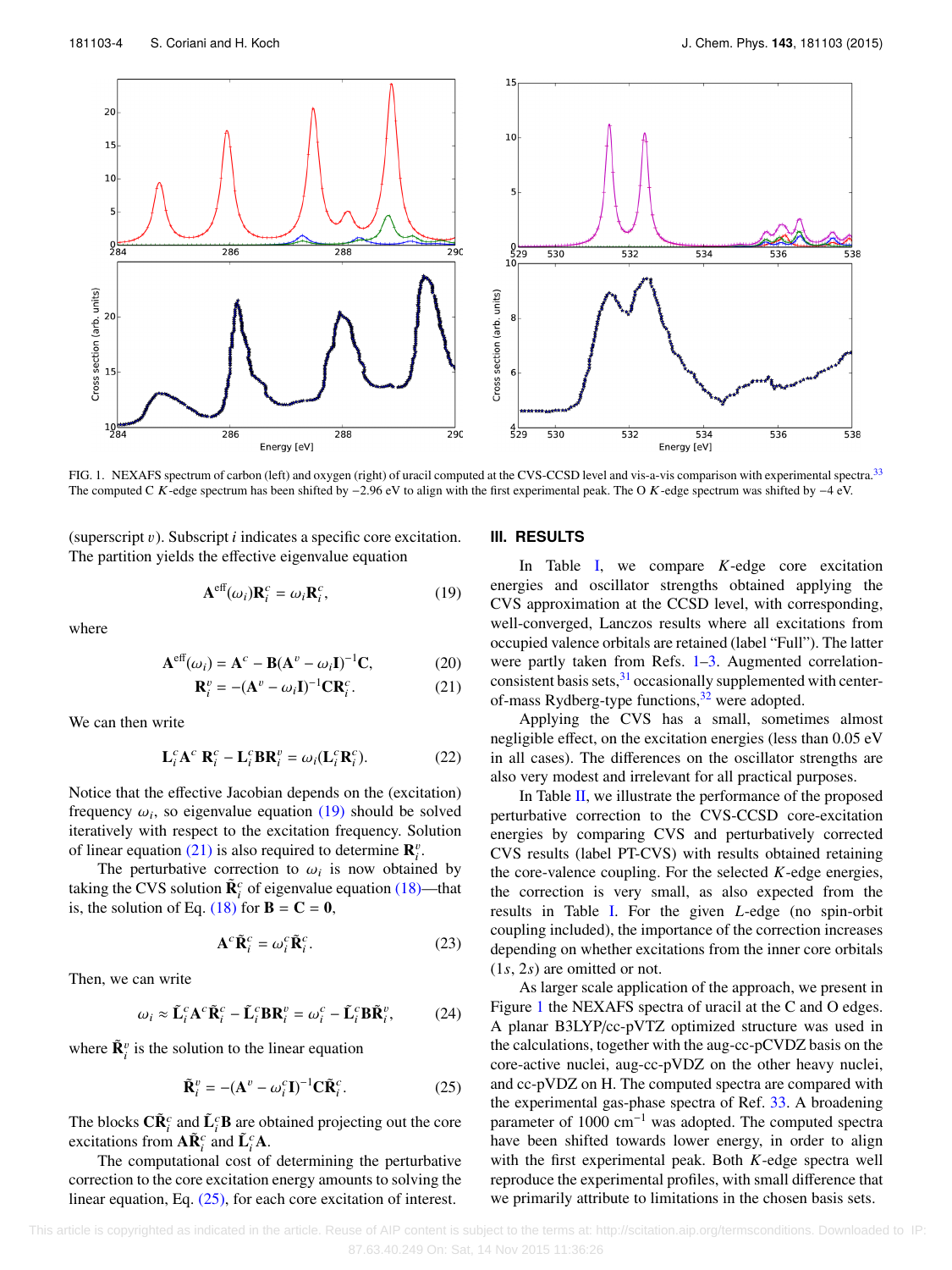FIG. 1. NEXAFS spectrum of carbon (left) and oxygen (right) of uracil computed at the CVS-CCSD level and vis-a-vis comparison with experimental spectra.[33] The computed C $K$-edge spectrum has been shifted by −2.96 eV to align with the first experimental peak. The O $K$-edge spectrum was shifted by −4 eV.

(superscript $v$). Subscript $i$ indicates a specific core excitation. The partition yields the effective eigenvalue equation

$$\mathbf{A}^{\text{eff}}(\omega_i)\mathbf{R}_i^c = \omega_i \mathbf{R}_i^c, \tag{19}$$

where

$$\mathbf{A}^{\text{eff}}(\omega_i) = \mathbf{A}^c - \mathbf{B}(\mathbf{A}^v - \omega_i \mathbf{I})^{-1}\mathbf{C}, \tag{20}$$

$$\mathbf{R}_i^v = -(\mathbf{A}^v - \omega_i \mathbf{I})^{-1}\mathbf{C}\mathbf{R}_i^c. \tag{21}$$

We can then write

$$\mathbf{L}_i^c \mathbf{A}^c\, \mathbf{R}_i^c - \mathbf{L}_i^c \mathbf{B}\mathbf{R}_i^v = \omega_i(\mathbf{L}_i^c \mathbf{R}_i^c). \tag{22}$$

Notice that the effective Jacobian depends on the (excitation) frequency $\omega_i$, so eigenvalue equation (19) should be solved iteratively with respect to the excitation frequency. Solution of linear equation (21) is also required to determine $\mathbf{R}_i^v$.

The perturbative correction to $\omega_i$ is now obtained by taking the CVS solution $\tilde{\mathbf{R}}_i^c$ of eigenvalue equation (18)—that is, the solution of Eq. (18) for $\mathbf{B} = \mathbf{C} = \mathbf{0}$,

$$\mathbf{A}^c \tilde{\mathbf{R}}_i^c = \omega_i^c \tilde{\mathbf{R}}_i^c. \tag{23}$$

Then, we can write

$$\omega_i \approx \tilde{\mathbf{L}}_i^c \mathbf{A}^c \tilde{\mathbf{R}}_i^c - \tilde{\mathbf{L}}_i^c \mathbf{B}\mathbf{R}_i^v = \omega_i^c - \tilde{\mathbf{L}}_i^c \mathbf{B}\tilde{\mathbf{R}}_i^v, \tag{24}$$

where $\tilde{\mathbf{R}}_i^v$ is the solution to the linear equation

$$\tilde{\mathbf{R}}_i^v = -(\mathbf{A}^v - \omega_i^c \mathbf{I})^{-1}\mathbf{C}\tilde{\mathbf{R}}_i^c. \tag{25}$$

The blocks $\mathbf{C}\tilde{\mathbf{R}}_i^c$ and $\tilde{\mathbf{L}}_i^c\mathbf{B}$ are obtained projecting out the core excitations from $\mathbf{A}\tilde{\mathbf{R}}_i^c$ and $\tilde{\mathbf{L}}_i^c\mathbf{A}$.

The computational cost of determining the perturbative correction to the core excitation energy amounts to solving the linear equation, Eq. (25), for each core excitation of interest.

## III. RESULTS

In Table I, we compare $K$-edge core excitation energies and oscillator strengths obtained applying the CVS approximation at the CCSD level, with corresponding, well-converged, Lanczos results where all excitations from occupied valence orbitals are retained (label "Full"). The latter were partly taken from Refs. 1–3. Augmented correlation-consistent basis sets,[31] occasionally supplemented with center-of-mass Rydberg-type functions,[32] were adopted.

Applying the CVS has a small, sometimes almost negligible effect, on the excitation energies (less than 0.05 eV in all cases). The differences on the oscillator strengths are also very modest and irrelevant for all practical purposes.

In Table II, we illustrate the performance of the proposed perturbative correction to the CVS-CCSD core-excitation energies by comparing CVS and perturbatively corrected CVS results (label PT-CVS) with results obtained retaining the core-valence coupling. For the selected $K$-edge energies, the correction is very small, as also expected from the results in Table I. For the given $L$-edge (no spin-orbit coupling included), the importance of the correction increases depending on whether excitations from the inner core orbitals ($1s$, $2s$) are omitted or not.

As larger scale application of the approach, we present in Figure 1 the NEXAFS spectra of uracil at the C and O edges. A planar B3LYP/cc-pVTZ optimized structure was used in the calculations, together with the aug-cc-pCVDZ basis on the core-active nuclei, aug-cc-pVDZ on the other heavy nuclei, and cc-pVDZ on H. The computed spectra are compared with the experimental gas-phase spectra of Ref. 33. A broadening parameter of 1000 cm$^{-1}$ was adopted. The computed spectra have been shifted towards lower energy, in order to align with the first experimental peak. Both $K$-edge spectra well reproduce the experimental profiles, with small difference that we primarily attribute to limitations in the chosen basis sets.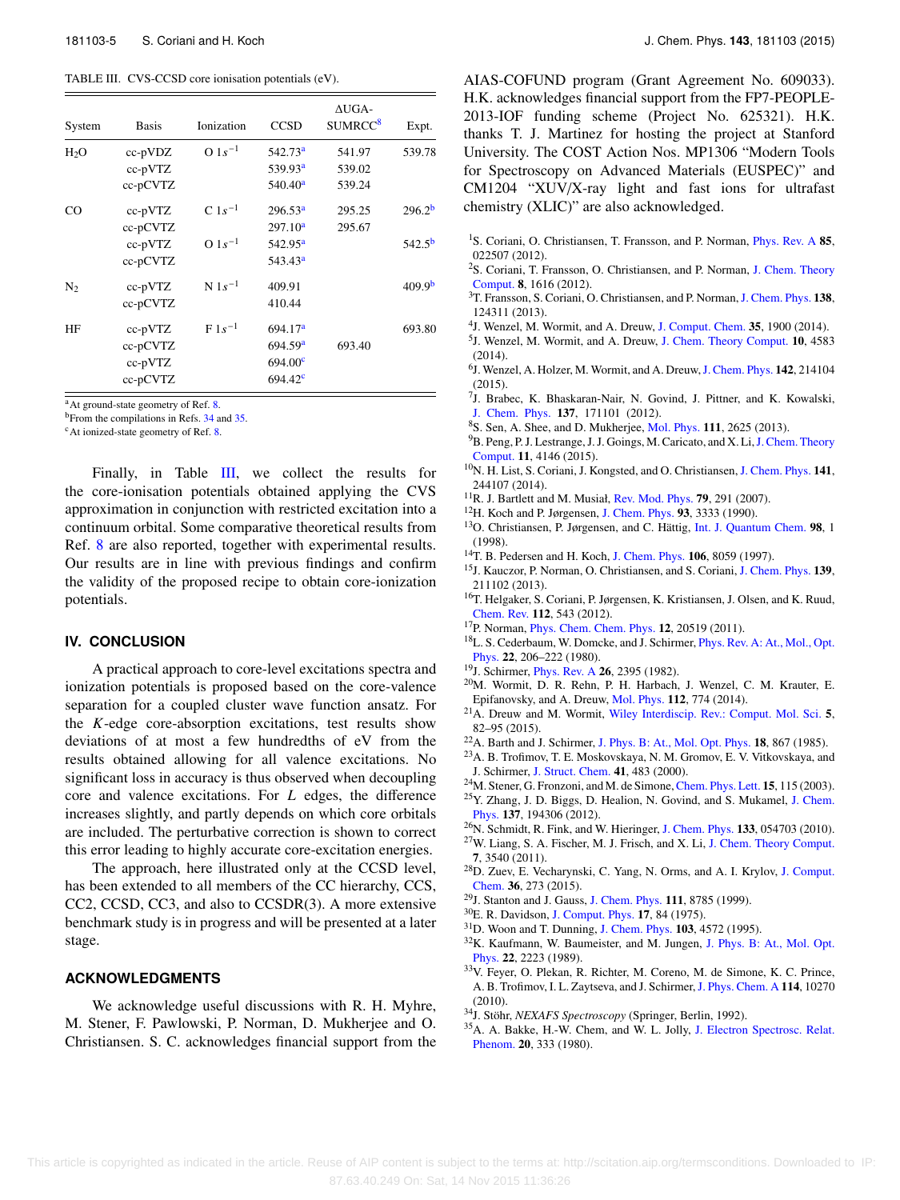TABLE III. CVS-CCSD core ionisation potentials (eV).

| System | Basis | Ionization | CCSD | ΔUGA-SUMRCC[8] | Expt. |
|---|---|---|---|---|---|
| $H_2O$ | cc-pVDZ | O $1s^{-1}$ | 542.73[a] | 541.97 | 539.78 |
| | cc-pVTZ | | 539.93[a] | 539.02 | |
| | cc-pCVTZ | | 540.40[a] | 539.24 | |
| CO | cc-pVTZ | C $1s^{-1}$ | 296.53[a] | 295.25 | 296.2[b] |
| | cc-pCVTZ | | 297.10[a] | 295.67 | |
| | cc-pVTZ | O $1s^{-1}$ | 542.95[a] | | 542.5[b] |
| | cc-pCVTZ | | 543.43[a] | | |
| $N_2$ | cc-pVTZ | N $1s^{-1}$ | 409.91 | | 409.9[b] |
| | cc-pCVTZ | | 410.44 | | |
| HF | cc-pVTZ | F $1s^{-1}$ | 694.17[a] | | 693.80 |
| | cc-pCVTZ | | 694.59[a] | 693.40 | |
| | cc-pVTZ | | 694.00[c] | | |
| | cc-pCVTZ | | 694.42[c] | | |

[a]At ground-state geometry of Ref. 8.
[b]From the compilations in Refs. 34 and 35.
[c]At ionized-state geometry of Ref. 8.

Finally, in Table III, we collect the results for the core-ionisation potentials obtained applying the CVS approximation in conjunction with restricted excitation into a continuum orbital. Some comparative theoretical results from Ref. 8 are also reported, together with experimental results. Our results are in line with previous findings and confirm the validity of the proposed recipe to obtain core-ionization potentials.

## IV. CONCLUSION

A practical approach to core-level excitations spectra and ionization potentials is proposed based on the core-valence separation for a coupled cluster wave function ansatz. For the *K*-edge core-absorption excitations, test results show deviations of at most a few hundredths of eV from the results obtained allowing for all valence excitations. No significant loss in accuracy is thus observed when decoupling core and valence excitations. For *L* edges, the difference increases slightly, and partly depends on which core orbitals are included. The perturbative correction is shown to correct this error leading to highly accurate core-excitation energies.

The approach, here illustrated only at the CCSD level, has been extended to all members of the CC hierarchy, CCS, CC2, CCSD, CC3, and also to CCSDR(3). A more extensive benchmark study is in progress and will be presented at a later stage.

## ACKNOWLEDGMENTS

We acknowledge useful discussions with R. H. Myhre, M. Stener, F. Pawlowski, P. Norman, D. Mukherjee and O. Christiansen. S. C. acknowledges financial support from the AIAS-COFUND program (Grant Agreement No. 609033). H.K. acknowledges financial support from the FP7-PEOPLE-2013-IOF funding scheme (Project No. 625321). H.K. thanks T. J. Martinez for hosting the project at Stanford University. The COST Action Nos. MP1306 "Modern Tools for Spectroscopy on Advanced Materials (EUSPEC)" and CM1204 "XUV/X-ray light and fast ions for ultrafast chemistry (XLIC)" are also acknowledged.

[1]S. Coriani, O. Christiansen, T. Fransson, and P. Norman, Phys. Rev. A **85**, 022507 (2012).
[2]S. Coriani, T. Fransson, O. Christiansen, and P. Norman, J. Chem. Theory Comput. **8**, 1616 (2012).
[3]T. Fransson, S. Coriani, O. Christiansen, and P. Norman, J. Chem. Phys. **138**, 124311 (2013).
[4]J. Wenzel, M. Wormit, and A. Dreuw, J. Comput. Chem. **35**, 1900 (2014).
[5]J. Wenzel, M. Wormit, and A. Dreuw, J. Chem. Theory Comput. **10**, 4583 (2014).
[6]J. Wenzel, A. Holzer, M. Wormit, and A. Dreuw, J. Chem. Phys. **142**, 214104 (2015).
[7]J. Brabec, K. Bhaskaran-Nair, N. Govind, J. Pittner, and K. Kowalski, J. Chem. Phys. **137**, 171101 (2012).
[8]S. Sen, A. Shee, and D. Mukherjee, Mol. Phys. **111**, 2625 (2013).
[9]B. Peng, P. J. Lestrange, J. J. Goings, M. Caricato, and X. Li, J. Chem. Theory Comput. **11**, 4146 (2015).
[10]N. H. List, S. Coriani, J. Kongsted, and O. Christiansen, J. Chem. Phys. **141**, 244107 (2014).
[11]R. J. Bartlett and M. Musiał, Rev. Mod. Phys. **79**, 291 (2007).
[12]H. Koch and P. Jørgensen, J. Chem. Phys. **93**, 3333 (1990).
[13]O. Christiansen, P. Jørgensen, and C. Hättig, Int. J. Quantum Chem. **98**, 1 (1998).
[14]T. B. Pedersen and H. Koch, J. Chem. Phys. **106**, 8059 (1997).
[15]J. Kauczor, P. Norman, O. Christiansen, and S. Coriani, J. Chem. Phys. **139**, 211102 (2013).
[16]T. Helgaker, S. Coriani, P. Jørgensen, K. Kristiansen, J. Olsen, and K. Ruud, Chem. Rev. **112**, 543 (2012).
[17]P. Norman, Phys. Chem. Chem. Phys. **12**, 20519 (2011).
[18]L. S. Cederbaum, W. Domcke, and J. Schirmer, Phys. Rev. A: At., Mol., Opt. Phys. **22**, 206–222 (1980).
[19]J. Schirmer, Phys. Rev. A **26**, 2395 (1982).
[20]M. Wormit, D. R. Rehn, P. H. Harbach, J. Wenzel, C. M. Krauter, E. Epifanovsky, and A. Dreuw, Mol. Phys. **112**, 774 (2014).
[21]A. Dreuw and M. Wormit, Wiley Interdiscip. Rev.: Comput. Mol. Sci. **5**, 82–95 (2015).
[22]A. Barth and J. Schirmer, J. Phys. B: At., Mol. Opt. Phys. **18**, 867 (1985).
[23]A. B. Trofimov, T. E. Moskovskaya, E. V. Gromov, N. M. Vitkovskaya, and J. Schirmer, J. Struct. Chem. **41**, 483 (2000).
[24]M. Stener, G. Fronzoni, and M. de Simone, Chem. Phys. Lett. **15**, 115 (2003).
[25]Y. Zhang, J. D. Biggs, D. Healion, N. Govind, and S. Mukamel, J. Chem. Phys. **137**, 194306 (2012).
[26]N. Schmidt, R. Fink, and W. Hieringer, J. Chem. Phys. **133**, 054703 (2010).
[27]W. Liang, S. A. Fischer, M. J. Frisch, and X. Li, J. Chem. Theory Comput. **7**, 3540 (2011).
[28]D. Zuev, E. Vecharynski, C. Yang, N. Orms, and A. I. Krylov, J. Comput. Chem. **36**, 273 (2015).
[29]J. Stanton and J. Gauss, J. Chem. Phys. **111**, 8785 (1999).
[30]E. R. Davidson, J. Comput. Phys. **17**, 84 (1975).
[31]D. Woon and T. Dunning, J. Chem. Phys. **103**, 4572 (1995).
[32]K. Kaufmann, W. Baumeister, and M. Jungen, J. Phys. B: At., Mol. Opt. Phys. **22**, 2223 (1989).
[33]V. Feyer, O. Plekan, R. Richter, M. Coreno, M. de Simone, K. C. Prince, A. B. Trofimov, I. L. Zaytseva, and J. Schirmer, J. Phys. Chem. A **114**, 10270 (2010).
[34]J. Stöhr, *NEXAFS Spectroscopy* (Springer, Berlin, 1992).
[35]A. A. Bakke, H.-W. Chem, and W. L. Jolly, J. Electron Spectrosc. Relat. Phenom. **20**, 333 (1980).